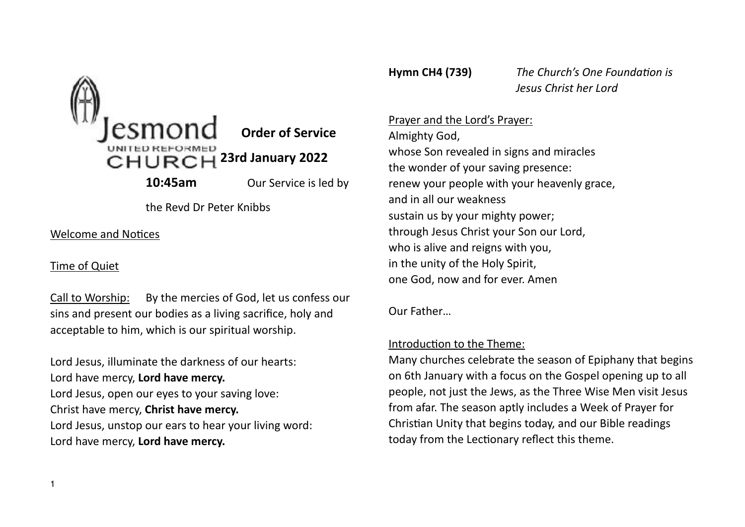Jesmond United Reformed Church

# Order of Service

## 23rd January 2022

**10:45am** Our Service is led by the Revd Dr Peter Knibbs

Welcome and Notices

Time of Quiet

Call to Worship: By the mercies of God, let us confess our sins and present our bodies as a living sacrifice, holy and acceptable to him, which is our spiritual worship.

Lord Jesus, illuminate the darkness of our hearts:
Lord have mercy, **Lord have mercy.**
Lord Jesus, open our eyes to your saving love:
Christ have mercy, **Christ have mercy.**
Lord Jesus, unstop our ears to hear your living word:
Lord have mercy, **Lord have mercy.**

**Hymn CH4 (739)** *The Church's One Foundation is Jesus Christ her Lord*

Prayer and the Lord's Prayer:
Almighty God,
whose Son revealed in signs and miracles
the wonder of your saving presence:
renew your people with your heavenly grace,
and in all our weakness
sustain us by your mighty power;
through Jesus Christ your Son our Lord,
who is alive and reigns with you,
in the unity of the Holy Spirit,
one God, now and for ever. Amen

Our Father…

Introduction to the Theme:
Many churches celebrate the season of Epiphany that begins on 6th January with a focus on the Gospel opening up to all people, not just the Jews, as the Three Wise Men visit Jesus from afar. The season aptly includes a Week of Prayer for Christian Unity that begins today, and our Bible readings today from the Lectionary reflect this theme.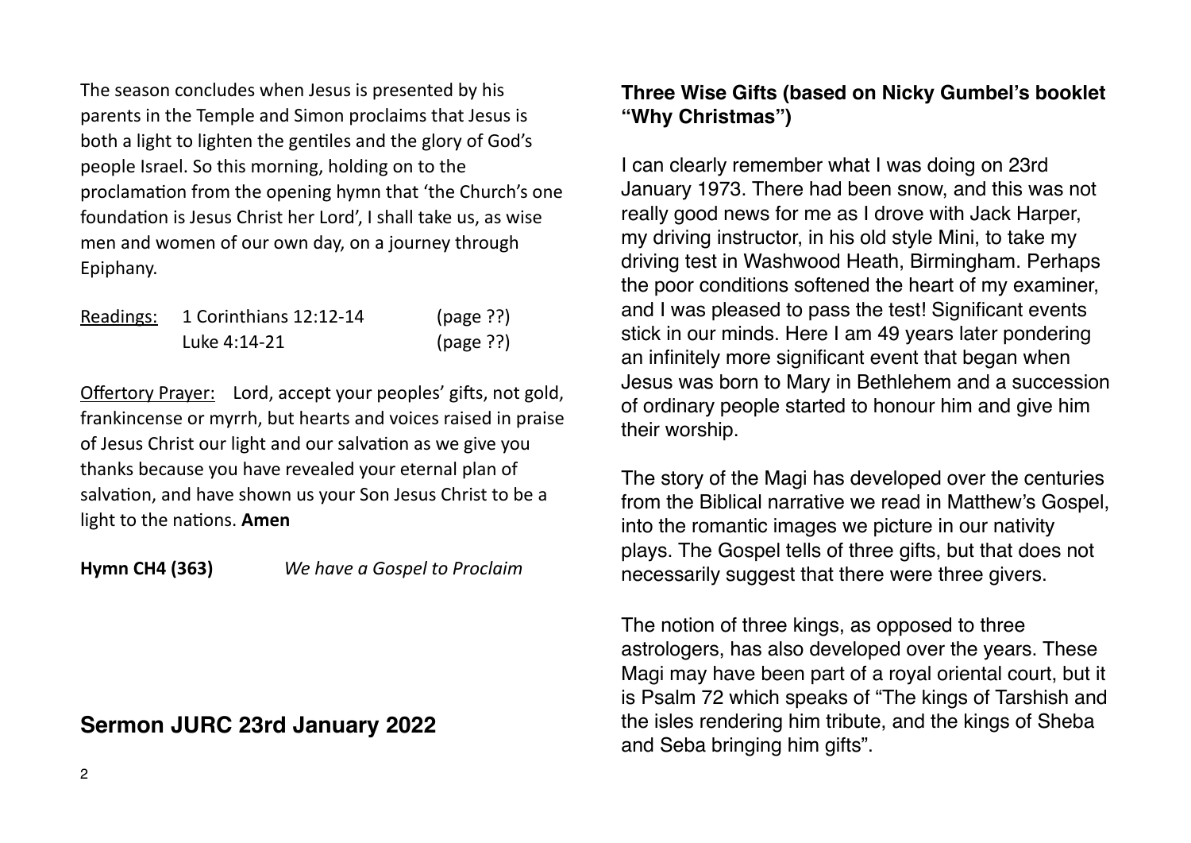The season concludes when Jesus is presented by his parents in the Temple and Simon proclaims that Jesus is both a light to lighten the gentiles and the glory of God's people Israel. So this morning, holding on to the proclamation from the opening hymn that 'the Church's one foundation is Jesus Christ her Lord', I shall take us, as wise men and women of our own day, on a journey through Epiphany.

| | | |
|---|---|---|
| Readings: | 1 Corinthians 12:12-14 | (page ??) |
| | Luke 4:14-21 | (page ??) |

Offertory Prayer: Lord, accept your peoples' gifts, not gold, frankincense or myrrh, but hearts and voices raised in praise of Jesus Christ our light and our salvation as we give you thanks because you have revealed your eternal plan of salvation, and have shown us your Son Jesus Christ to be a light to the nations. **Amen**

**Hymn CH4 (363)** *We have a Gospel to Proclaim*

## Sermon JURC 23rd January 2022

### Three Wise Gifts (based on Nicky Gumbel's booklet "Why Christmas")

I can clearly remember what I was doing on 23rd January 1973. There had been snow, and this was not really good news for me as I drove with Jack Harper, my driving instructor, in his old style Mini, to take my driving test in Washwood Heath, Birmingham. Perhaps the poor conditions softened the heart of my examiner, and I was pleased to pass the test! Significant events stick in our minds. Here I am 49 years later pondering an infinitely more significant event that began when Jesus was born to Mary in Bethlehem and a succession of ordinary people started to honour him and give him their worship.

The story of the Magi has developed over the centuries from the Biblical narrative we read in Matthew's Gospel, into the romantic images we picture in our nativity plays. The Gospel tells of three gifts, but that does not necessarily suggest that there were three givers.

The notion of three kings, as opposed to three astrologers, has also developed over the years. These Magi may have been part of a royal oriental court, but it is Psalm 72 which speaks of "The kings of Tarshish and the isles rendering him tribute, and the kings of Sheba and Seba bringing him gifts".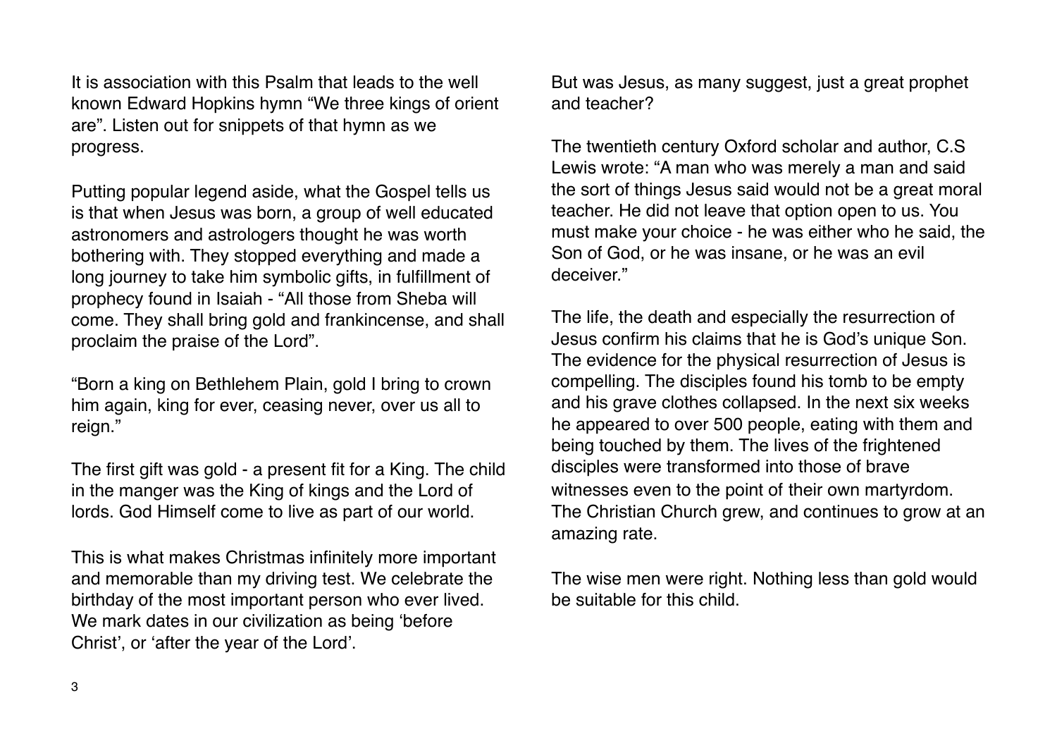It is association with this Psalm that leads to the well known Edward Hopkins hymn “We three kings of orient are”. Listen out for snippets of that hymn as we progress.

Putting popular legend aside, what the Gospel tells us is that when Jesus was born, a group of well educated astronomers and astrologers thought he was worth bothering with. They stopped everything and made a long journey to take him symbolic gifts, in fulfillment of prophecy found in Isaiah - “All those from Sheba will come. They shall bring gold and frankincense, and shall proclaim the praise of the Lord”.

“Born a king on Bethlehem Plain, gold I bring to crown him again, king for ever, ceasing never, over us all to reign.”

The first gift was gold - a present fit for a King. The child in the manger was the King of kings and the Lord of lords. God Himself come to live as part of our world.

This is what makes Christmas infinitely more important and memorable than my driving test. We celebrate the birthday of the most important person who ever lived. We mark dates in our civilization as being ‘before Christ’, or ‘after the year of the Lord’.

But was Jesus, as many suggest, just a great prophet and teacher?

The twentieth century Oxford scholar and author, C.S Lewis wrote: “A man who was merely a man and said the sort of things Jesus said would not be a great moral teacher. He did not leave that option open to us. You must make your choice - he was either who he said, the Son of God, or he was insane, or he was an evil deceiver.”

The life, the death and especially the resurrection of Jesus confirm his claims that he is God’s unique Son. The evidence for the physical resurrection of Jesus is compelling. The disciples found his tomb to be empty and his grave clothes collapsed. In the next six weeks he appeared to over 500 people, eating with them and being touched by them. The lives of the frightened disciples were transformed into those of brave witnesses even to the point of their own martyrdom. The Christian Church grew, and continues to grow at an amazing rate.

The wise men were right. Nothing less than gold would be suitable for this child.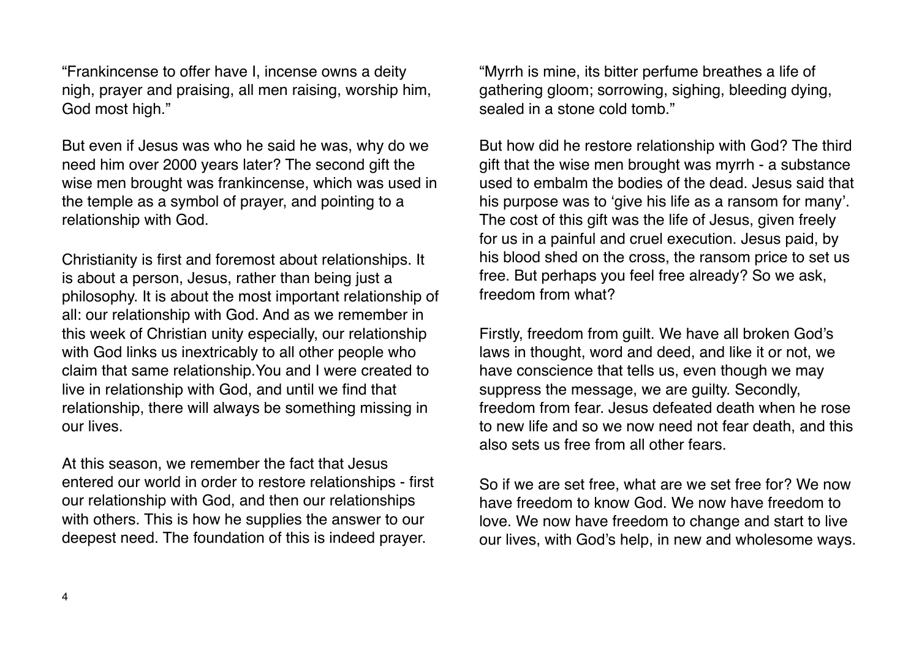“Frankincense to offer have I, incense owns a deity nigh, prayer and praising, all men raising, worship him, God most high.”

But even if Jesus was who he said he was, why do we need him over 2000 years later? The second gift the wise men brought was frankincense, which was used in the temple as a symbol of prayer, and pointing to a relationship with God.

Christianity is first and foremost about relationships. It is about a person, Jesus, rather than being just a philosophy. It is about the most important relationship of all: our relationship with God. And as we remember in this week of Christian unity especially, our relationship with God links us inextricably to all other people who claim that same relationship.You and I were created to live in relationship with God, and until we find that relationship, there will always be something missing in our lives.

At this season, we remember the fact that Jesus entered our world in order to restore relationships - first our relationship with God, and then our relationships with others. This is how he supplies the answer to our deepest need. The foundation of this is indeed prayer.

“Myrrh is mine, its bitter perfume breathes a life of gathering gloom; sorrowing, sighing, bleeding dying, sealed in a stone cold tomb.”

But how did he restore relationship with God? The third gift that the wise men brought was myrrh - a substance used to embalm the bodies of the dead. Jesus said that his purpose was to ‘give his life as a ransom for many’. The cost of this gift was the life of Jesus, given freely for us in a painful and cruel execution. Jesus paid, by his blood shed on the cross, the ransom price to set us free. But perhaps you feel free already? So we ask, freedom from what?

Firstly, freedom from guilt. We have all broken God’s laws in thought, word and deed, and like it or not, we have conscience that tells us, even though we may suppress the message, we are guilty. Secondly, freedom from fear. Jesus defeated death when he rose to new life and so we now need not fear death, and this also sets us free from all other fears.

So if we are set free, what are we set free for? We now have freedom to know God. We now have freedom to love. We now have freedom to change and start to live our lives, with God’s help, in new and wholesome ways.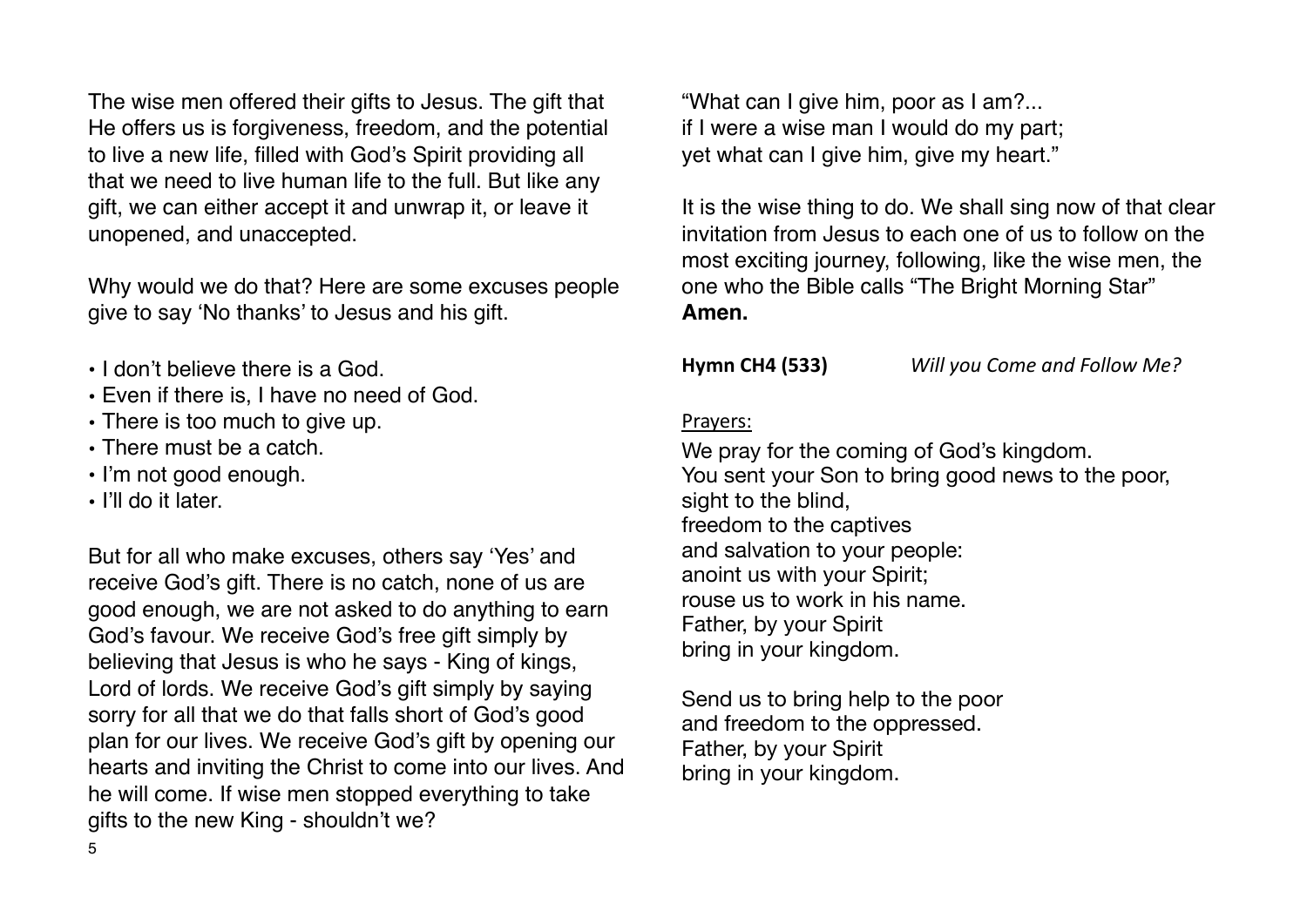The wise men offered their gifts to Jesus. The gift that He offers us is forgiveness, freedom, and the potential to live a new life, filled with God's Spirit providing all that we need to live human life to the full. But like any gift, we can either accept it and unwrap it, or leave it unopened, and unaccepted.

Why would we do that? Here are some excuses people give to say 'No thanks' to Jesus and his gift.

- I don't believe there is a God.
- Even if there is, I have no need of God.
- There is too much to give up.
- There must be a catch.
- I'm not good enough.
- I'll do it later.

But for all who make excuses, others say 'Yes' and receive God's gift. There is no catch, none of us are good enough, we are not asked to do anything to earn God's favour. We receive God's free gift simply by believing that Jesus is who he says - King of kings, Lord of lords. We receive God's gift simply by saying sorry for all that we do that falls short of God's good plan for our lives. We receive God's gift by opening our hearts and inviting the Christ to come into our lives. And he will come. If wise men stopped everything to take gifts to the new King - shouldn't we?

"What can I give him, poor as I am?...
if I were a wise man I would do my part;
yet what can I give him, give my heart."

It is the wise thing to do. We shall sing now of that clear invitation from Jesus to each one of us to follow on the most exciting journey, following, like the wise men, the one who the Bible calls "The Bright Morning Star"
**Amen.**

**Hymn CH4 (533)** *Will you Come and Follow Me?*

Prayers:

We pray for the coming of God's kingdom.
You sent your Son to bring good news to the poor,
sight to the blind,
freedom to the captives
and salvation to your people:
anoint us with your Spirit;
rouse us to work in his name.
Father, by your Spirit
bring in your kingdom.

Send us to bring help to the poor
and freedom to the oppressed.
Father, by your Spirit
bring in your kingdom.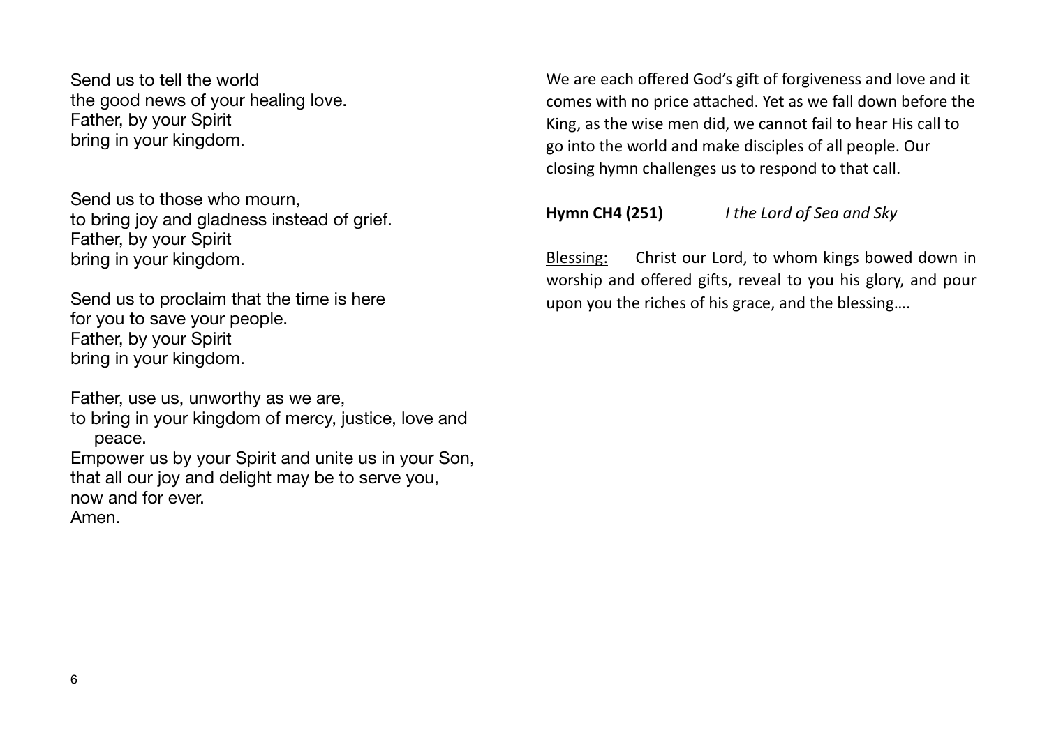Send us to tell the world
the good news of your healing love.
Father, by your Spirit
bring in your kingdom.

Send us to those who mourn,
to bring joy and gladness instead of grief.
Father, by your Spirit
bring in your kingdom.

Send us to proclaim that the time is here
for you to save your people.
Father, by your Spirit
bring in your kingdom.

Father, use us, unworthy as we are,
to bring in your kingdom of mercy, justice, love and peace.
Empower us by your Spirit and unite us in your Son,
that all our joy and delight may be to serve you,
now and for ever.
Amen.

We are each offered God's gift of forgiveness and love and it comes with no price attached. Yet as we fall down before the King, as the wise men did, we cannot fail to hear His call to go into the world and make disciples of all people. Our closing hymn challenges us to respond to that call.

**Hymn CH4 (251)** *I the Lord of Sea and Sky*

<u>Blessing:</u> Christ our Lord, to whom kings bowed down in worship and offered gifts, reveal to you his glory, and pour upon you the riches of his grace, and the blessing….